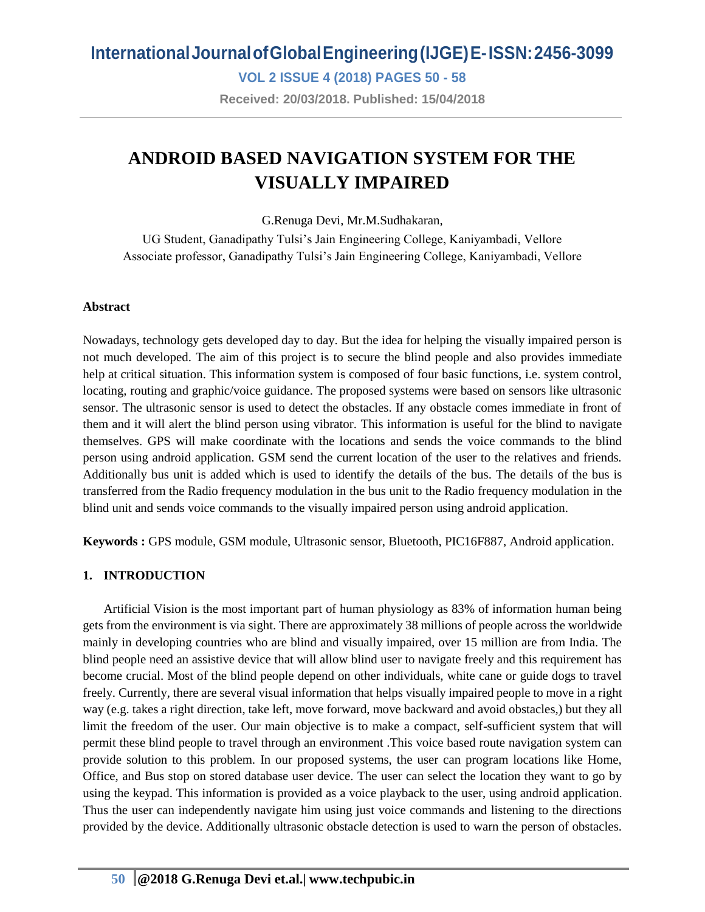# ANDROID BASED NAVIGATION SYSTEM FOR THE VISUALLY IMPAIRED

G.Renuga Devi, Mr.M.Sudhakaran,

UG Student, Ganadipathy Tulsi's Jain Engineering College, Kaniyambadi, Vellore

Associate professor, Ganadipathy Tulsi's Jain Engineering College, Kaniyambadi, Vellore

### Abstract

Nowadays, technology gets developed day to day. But the idea for helping the visually impaired person is not much developed. The aim of this project is to secure the blind people and also provides immediate help at critical situation. This information system is composed of four basic functions, i.e. system control, locating, routing and graphic/voice guidance. The proposed systems were based on sensors like ultrasonic sensor. The ultrasonic sensor is used to detect the obstacles. If any obstacle comes immediate in front of them and it will alert the blind person using vibrator. This information is useful for the blind to navigate themselves. GPS will make coordinate with the locations and sends the voice commands to the blind person using android application. GSM send the current location of the user to the relatives and friends. Additionally bus unit is added which is used to identify the details of the bus. The details of the bus is transferred from the Radio frequency modulation in the bus unit to the Radio frequency modulation in the blind unit and sends voice commands to the visually impaired person using android application.

**Keywords :** GPS module, GSM module, Ultrasonic sensor, Bluetooth, PIC16F887, Android application.

## 1. INTRODUCTION

Artificial Vision is the most important part of human physiology as 83% of information human being gets from the environment is via sight. There are approximately 38 millions of people across the worldwide mainly in developing countries who are blind and visually impaired, over 15 million are from India. The blind people need an assistive device that will allow blind user to navigate freely and this requirement has become crucial. Most of the blind people depend on other individuals, white cane or guide dogs to travel freely. Currently, there are several visual information that helps visually impaired people to move in a right way (e.g. takes a right direction, take left, move forward, move backward and avoid obstacles,) but they all limit the freedom of the user. Our main objective is to make a compact, self-sufficient system that will permit these blind people to travel through an environment .This voice based route navigation system can provide solution to this problem. In our proposed systems, the user can program locations like Home, Office, and Bus stop on stored database user device. The user can select the location they want to go by using the keypad. This information is provided as a voice playback to the user, using android application. Thus the user can independently navigate him using just voice commands and listening to the directions provided by the device. Additionally ultrasonic obstacle detection is used to warn the person of obstacles.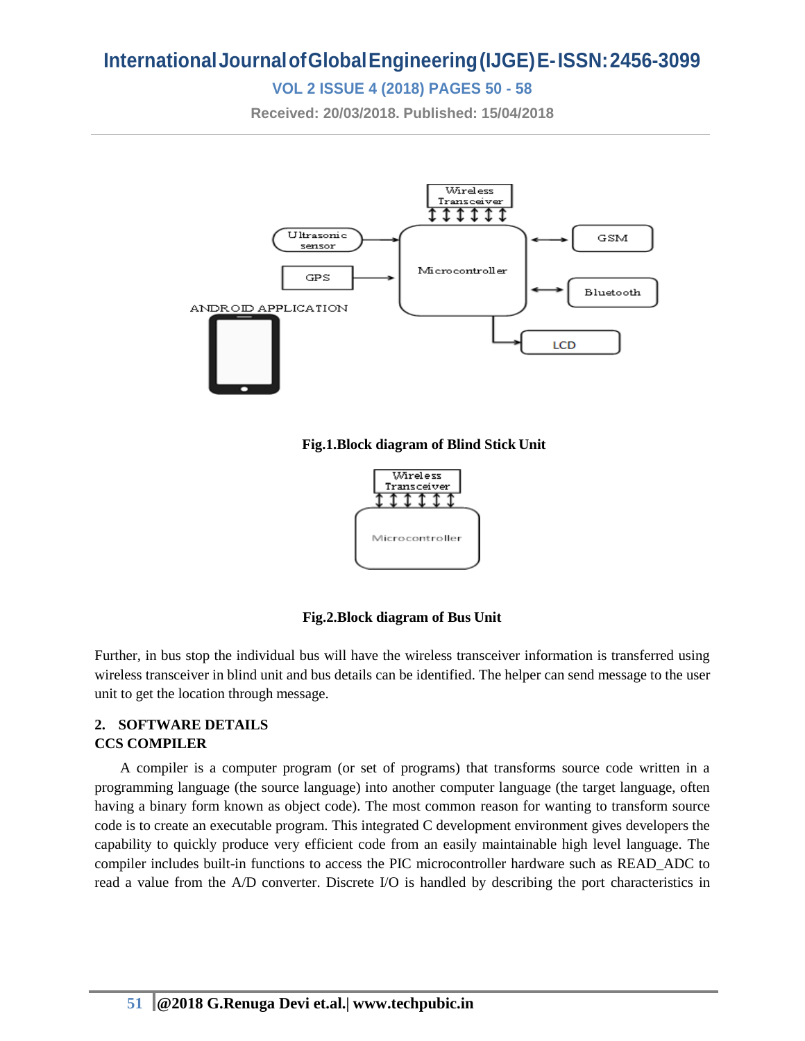Wireless Transceiver

Ultrasonic sensor

GPS

Microcontroller

GSM

Bluetooth

ANDROID APPLICATION

LCD

**Fig.1.Block diagram of Blind Stick Unit**

Wireless Transceiver

Microcontroller

**Fig.2.Block diagram of Bus Unit**

Further, in bus stop the individual bus will have the wireless transceiver information is transferred using wireless transceiver in blind unit and bus details can be identified. The helper can send message to the user unit to get the location through message.

## 2. SOFTWARE DETAILS

### CCS COMPILER

A compiler is a computer program (or set of programs) that transforms source code written in a programming language (the source language) into another computer language (the target language, often having a binary form known as object code). The most common reason for wanting to transform source code is to create an executable program. This integrated C development environment gives developers the capability to quickly produce very efficient code from an easily maintainable high level language. The compiler includes built-in functions to access the PIC microcontroller hardware such as READ_ADC to read a value from the A/D converter. Discrete I/O is handled by describing the port characteristics in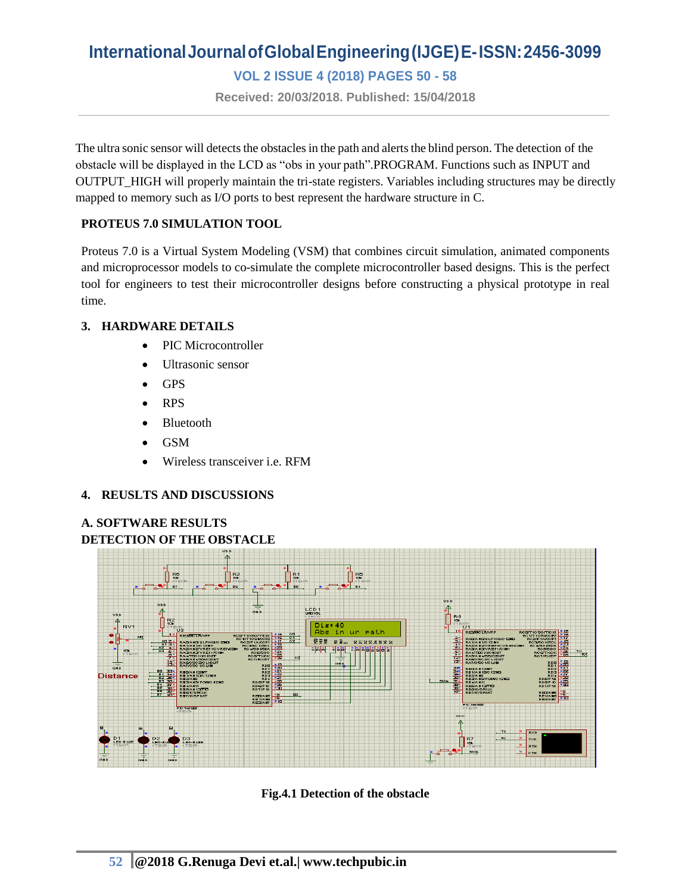The ultra sonic sensor will detects the obstacles in the path and alerts the blind person. The detection of the obstacle will be displayed in the LCD as "obs in your path".PROGRAM. Functions such as INPUT and OUTPUT_HIGH will properly maintain the tri-state registers. Variables including structures may be directly mapped to memory such as I/O ports to best represent the hardware structure in C.

## PROTEUS 7.0 SIMULATION TOOL

Proteus 7.0 is a Virtual System Modeling (VSM) that combines circuit simulation, animated components and microprocessor models to co-simulate the complete microcontroller based designs. This is the perfect tool for engineers to test their microcontroller designs before constructing a physical prototype in real time.

## 3. HARDWARE DETAILS

- PIC Microcontroller
- Ultrasonic sensor
- GPS
- RPS
- Bluetooth
- GSM
- Wireless transceiver i.e. RFM

## 4. REUSLTS AND DISCUSSIONS

### A. SOFTWARE RESULTS

### DETECTION OF THE OBSTACLE

**Fig.4.1 Detection of the obstacle**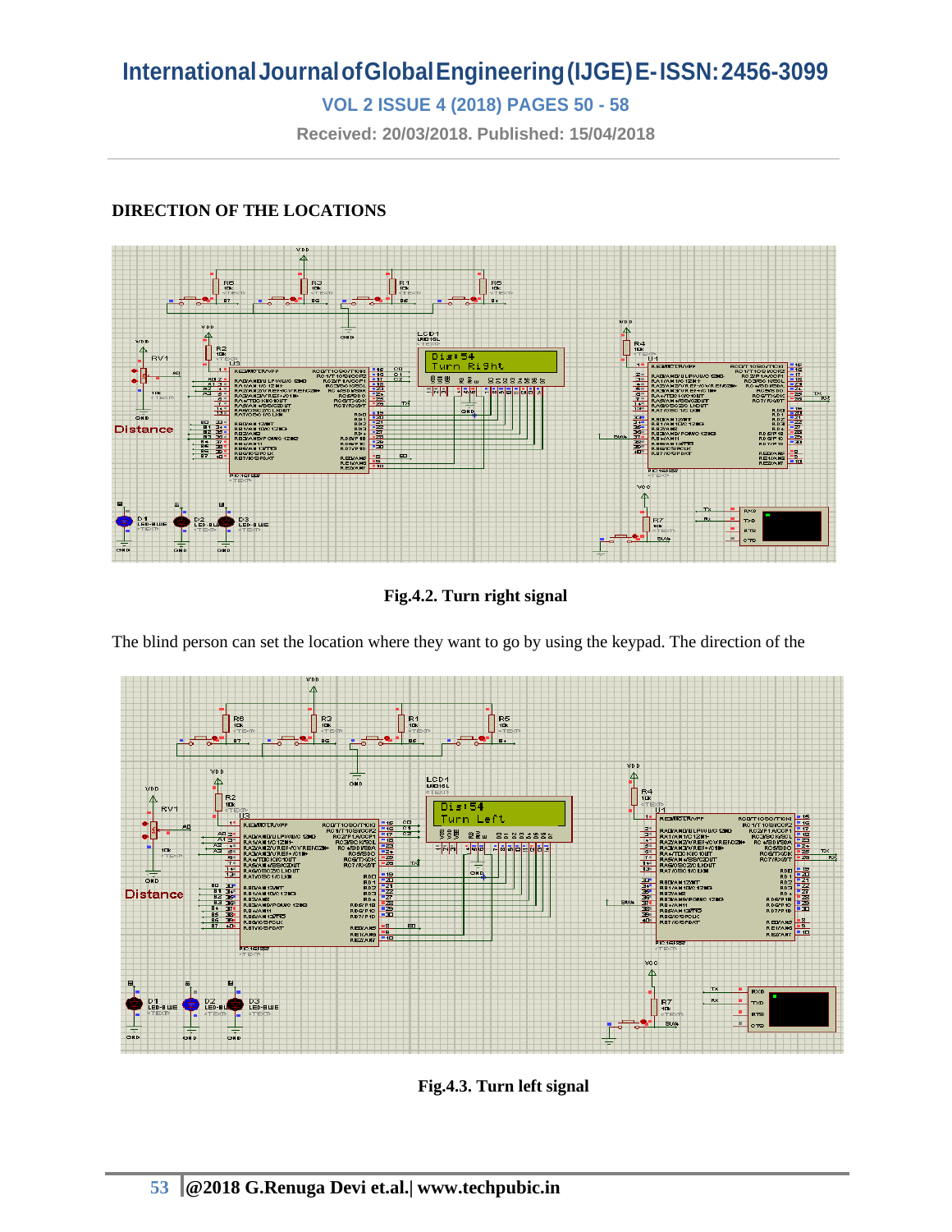**DIRECTION OF THE LOCATIONS**

**Fig.4.2. Turn right signal**

The blind person can set the location where they want to go by using the keypad. The direction of the

**Fig.4.3. Turn left signal**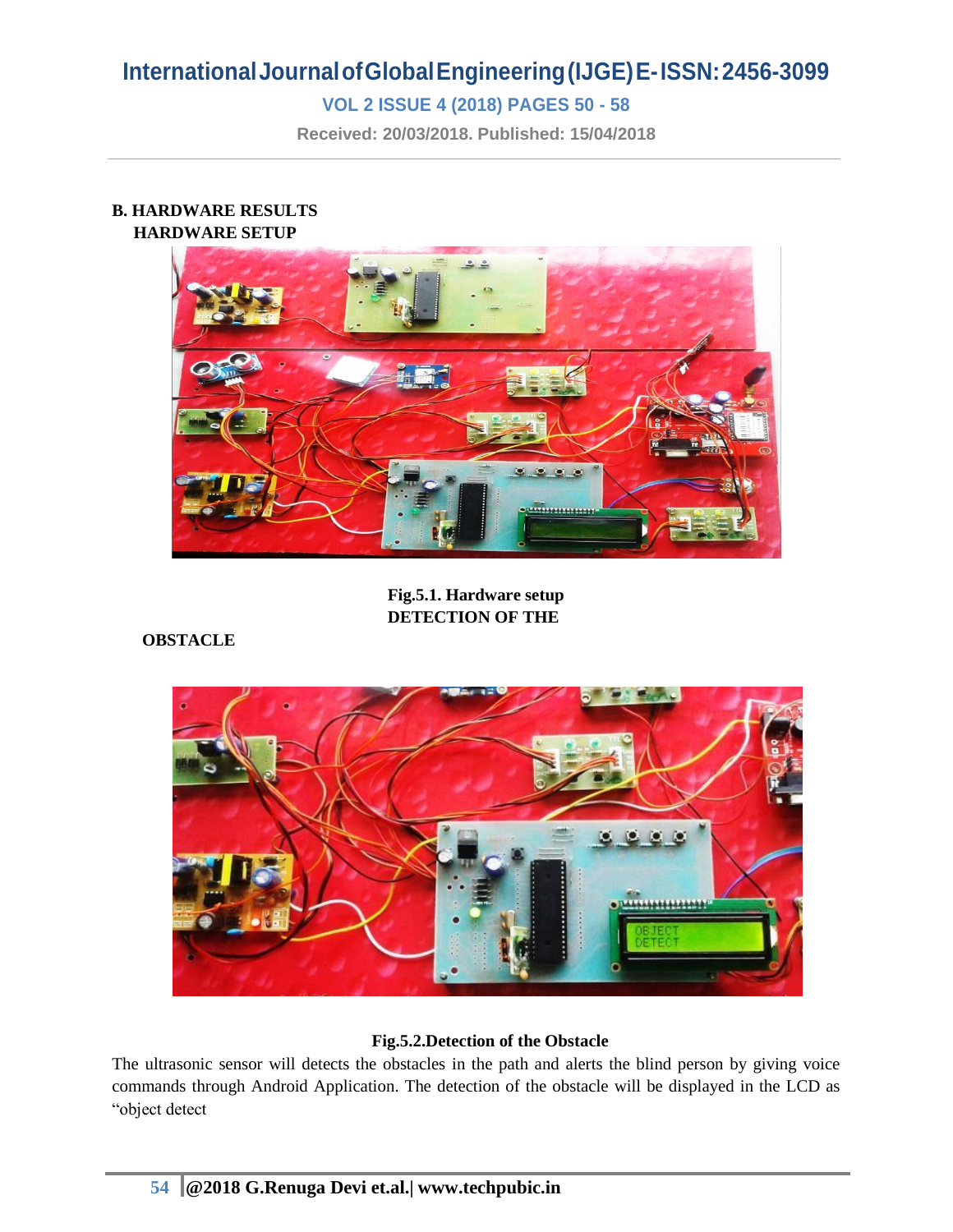**B. HARDWARE RESULTS**

**HARDWARE SETUP**

**Fig.5.1. Hardware setup**

**DETECTION OF THE OBSTACLE**

**Fig.5.2.Detection of the Obstacle**

The ultrasonic sensor will detects the obstacles in the path and alerts the blind person by giving voice commands through Android Application. The detection of the obstacle will be displayed in the LCD as "object detect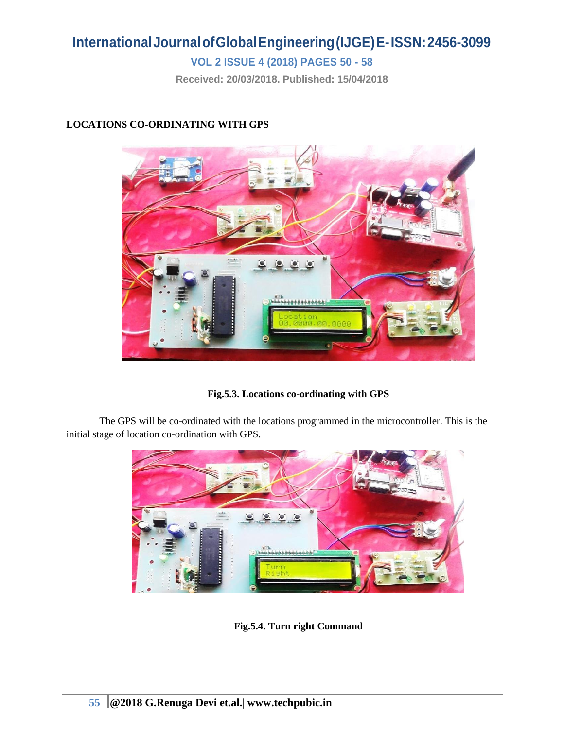## LOCATIONS CO-ORDINATING WITH GPS

**Fig.5.3. Locations co-ordinating with GPS**

The GPS will be co-ordinated with the locations programmed in the microcontroller. This is the initial stage of location co-ordination with GPS.

**Fig.5.4. Turn right Command**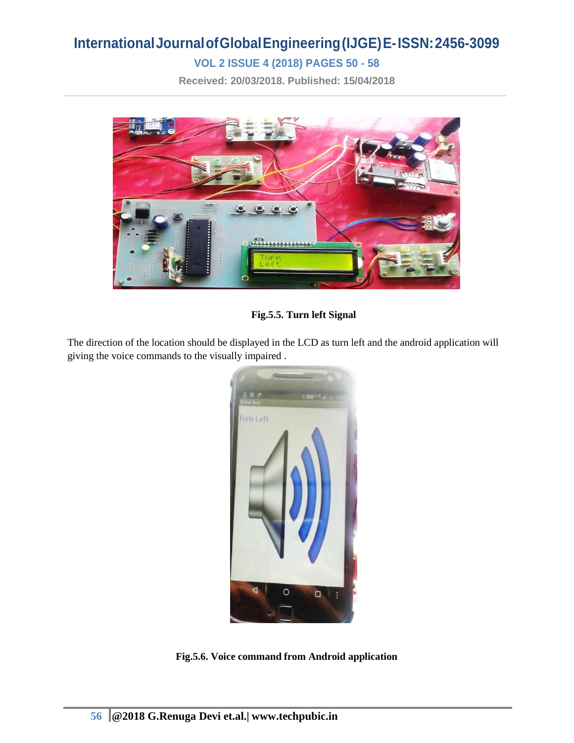Fig.5.5. Turn left Signal

The direction of the location should be displayed in the LCD as turn left and the android application will giving the voice commands to the visually impaired .

Fig.5.6. Voice command from Android application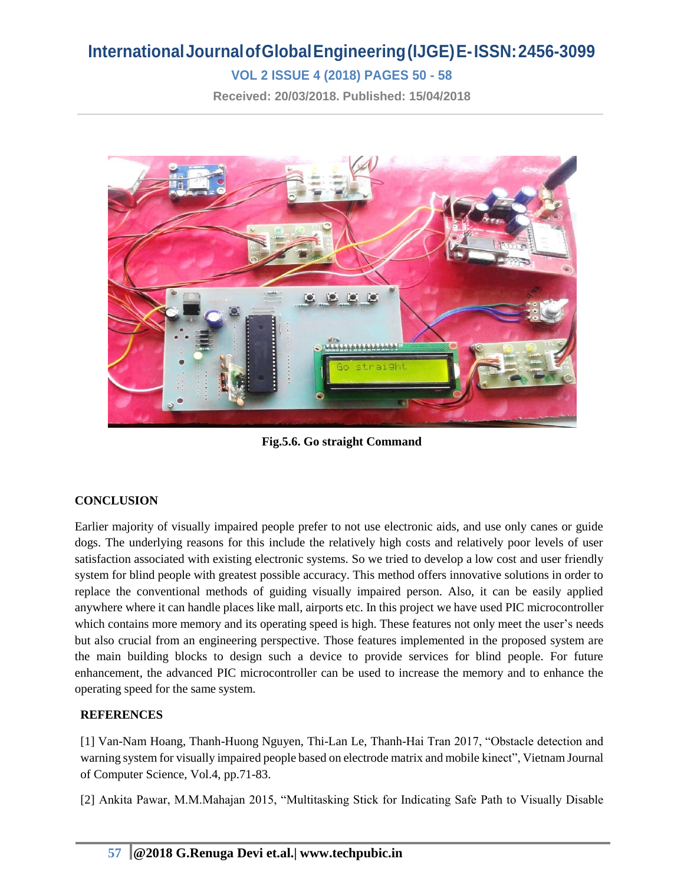Fig.5.6. Go straight Command

## CONCLUSION

Earlier majority of visually impaired people prefer to not use electronic aids, and use only canes or guide dogs. The underlying reasons for this include the relatively high costs and relatively poor levels of user satisfaction associated with existing electronic systems. So we tried to develop a low cost and user friendly system for blind people with greatest possible accuracy. This method offers innovative solutions in order to replace the conventional methods of guiding visually impaired person. Also, it can be easily applied anywhere where it can handle places like mall, airports etc. In this project we have used PIC microcontroller which contains more memory and its operating speed is high. These features not only meet the user's needs but also crucial from an engineering perspective. Those features implemented in the proposed system are the main building blocks to design such a device to provide services for blind people. For future enhancement, the advanced PIC microcontroller can be used to increase the memory and to enhance the operating speed for the same system.

## REFERENCES

[1] Van-Nam Hoang, Thanh-Huong Nguyen, Thi-Lan Le, Thanh-Hai Tran 2017, "Obstacle detection and warning system for visually impaired people based on electrode matrix and mobile kinect", Vietnam Journal of Computer Science, Vol.4, pp.71-83.

[2] Ankita Pawar, M.M.Mahajan 2015, "Multitasking Stick for Indicating Safe Path to Visually Disable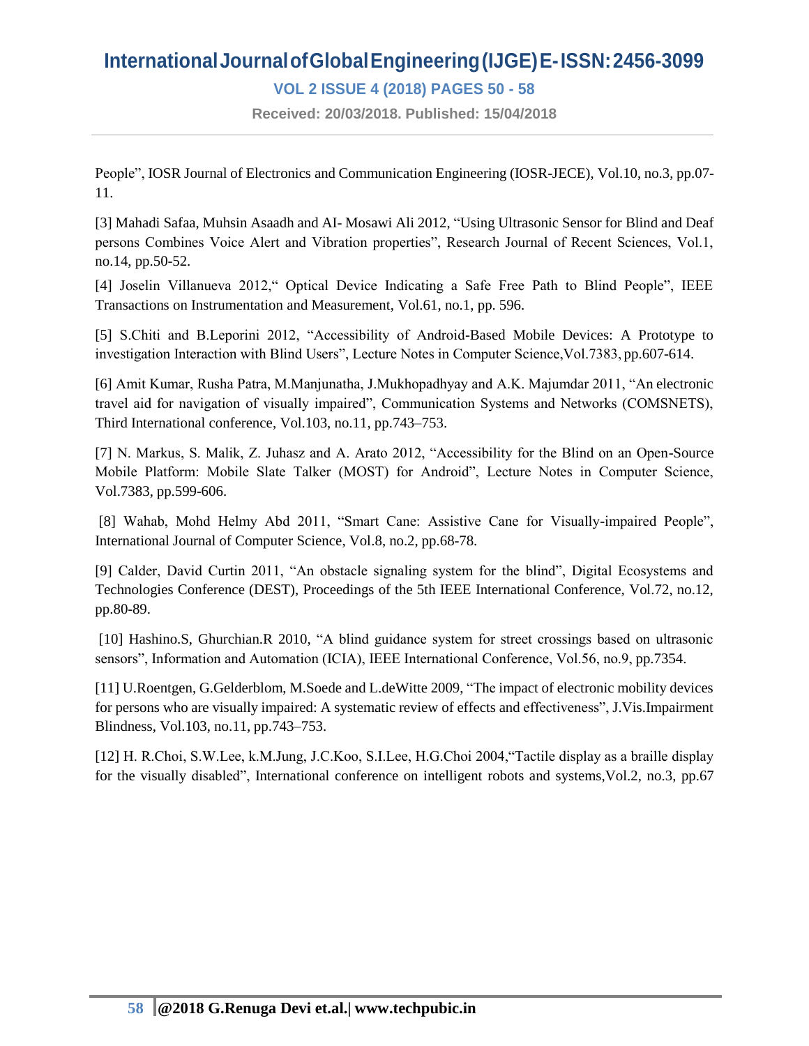People", IOSR Journal of Electronics and Communication Engineering (IOSR-JECE), Vol.10, no.3, pp.07-11.

[3] Mahadi Safaa, Muhsin Asaadh and AI- Mosawi Ali 2012, "Using Ultrasonic Sensor for Blind and Deaf persons Combines Voice Alert and Vibration properties", Research Journal of Recent Sciences, Vol.1, no.14, pp.50-52.

[4] Joselin Villanueva 2012," Optical Device Indicating a Safe Free Path to Blind People", IEEE Transactions on Instrumentation and Measurement, Vol.61, no.1, pp. 596.

[5] S.Chiti and B.Leporini 2012, "Accessibility of Android-Based Mobile Devices: A Prototype to investigation Interaction with Blind Users", Lecture Notes in Computer Science,Vol.7383, pp.607-614.

[6] Amit Kumar, Rusha Patra, M.Manjunatha, J.Mukhopadhyay and A.K. Majumdar 2011, "An electronic travel aid for navigation of visually impaired", Communication Systems and Networks (COMSNETS), Third International conference, Vol.103, no.11, pp.743–753.

[7] N. Markus, S. Malik, Z. Juhasz and A. Arato 2012, "Accessibility for the Blind on an Open-Source Mobile Platform: Mobile Slate Talker (MOST) for Android", Lecture Notes in Computer Science, Vol.7383, pp.599-606.

[8] Wahab, Mohd Helmy Abd 2011, "Smart Cane: Assistive Cane for Visually-impaired People", International Journal of Computer Science, Vol.8, no.2, pp.68-78.

[9] Calder, David Curtin 2011, "An obstacle signaling system for the blind", Digital Ecosystems and Technologies Conference (DEST), Proceedings of the 5th IEEE International Conference, Vol.72, no.12, pp.80-89.

[10] Hashino.S, Ghurchian.R 2010, "A blind guidance system for street crossings based on ultrasonic sensors", Information and Automation (ICIA), IEEE International Conference, Vol.56, no.9, pp.7354.

[11] U.Roentgen, G.Gelderblom, M.Soede and L.deWitte 2009, "The impact of electronic mobility devices for persons who are visually impaired: A systematic review of effects and effectiveness", J.Vis.Impairment Blindness, Vol.103, no.11, pp.743–753.

[12] H. R.Choi, S.W.Lee, k.M.Jung, J.C.Koo, S.I.Lee, H.G.Choi 2004,"Tactile display as a braille display for the visually disabled", International conference on intelligent robots and systems,Vol.2, no.3, pp.67